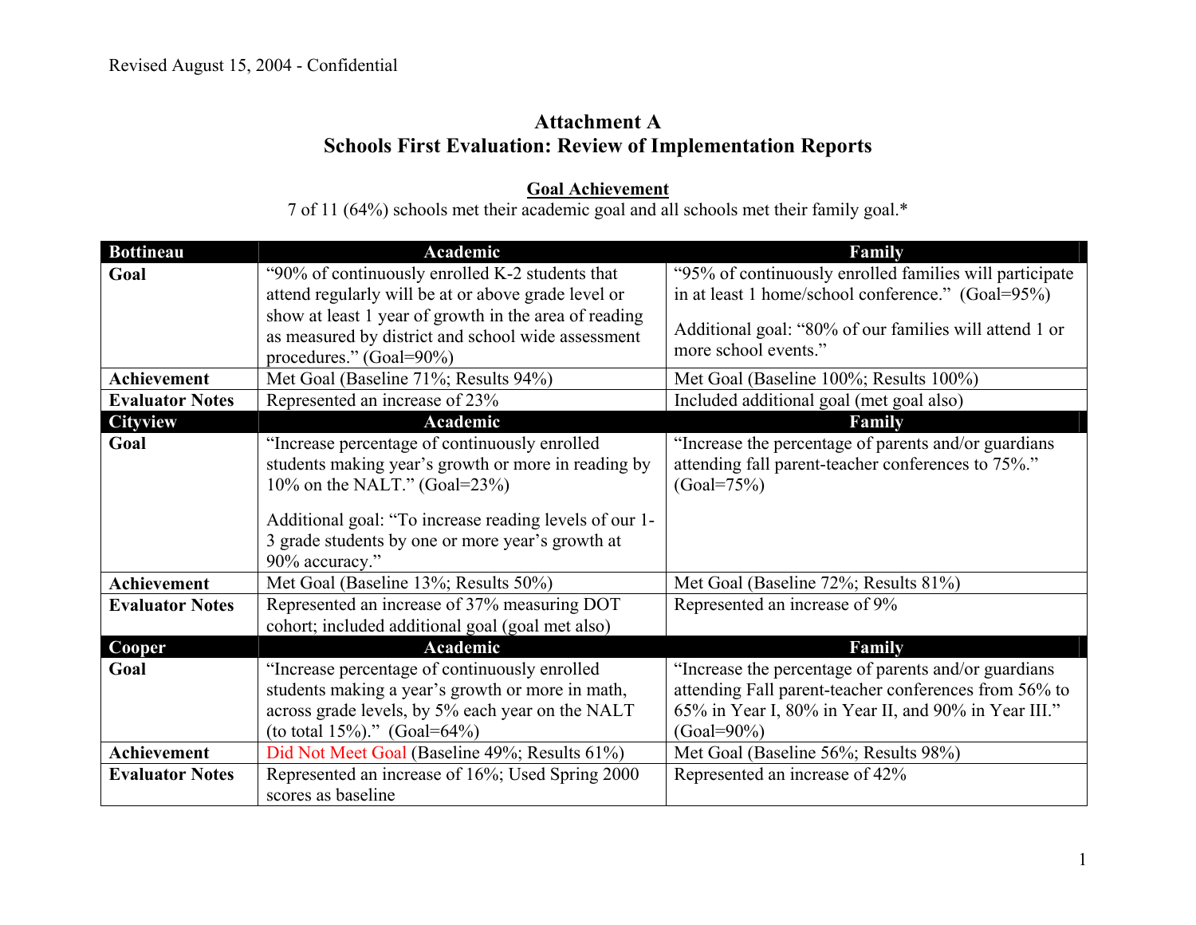Revised August 15, 2004 - Confidential

# Attachment A
# Schools First Evaluation: Review of Implementation Reports

## Goal Achievement

7 of 11 (64%) schools met their academic goal and all schools met their family goal.*

| Bottineau | Academic | Family |
|---|---|---|
| **Goal** | "90% of continuously enrolled K-2 students that attend regularly will be at or above grade level or show at least 1 year of growth in the area of reading as measured by district and school wide assessment procedures." (Goal=90%) | "95% of continuously enrolled families will participate in at least 1 home/school conference." (Goal=95%)<br><br>Additional goal: "80% of our families will attend 1 or more school events." |
| **Achievement** | Met Goal (Baseline 71%; Results 94%) | Met Goal (Baseline 100%; Results 100%) |
| **Evaluator Notes** | Represented an increase of 23% | Included additional goal (met goal also) |
| **Cityview** | **Academic** | **Family** |
| **Goal** | "Increase percentage of continuously enrolled students making year's growth or more in reading by 10% on the NALT." (Goal=23%)<br><br>Additional goal: "To increase reading levels of our 1-3 grade students by one or more year's growth at 90% accuracy." | "Increase the percentage of parents and/or guardians attending fall parent-teacher conferences to 75%." (Goal=75%) |
| **Achievement** | Met Goal (Baseline 13%; Results 50%) | Met Goal (Baseline 72%; Results 81%) |
| **Evaluator Notes** | Represented an increase of 37% measuring DOT cohort; included additional goal (goal met also) | Represented an increase of 9% |
| **Cooper** | **Academic** | **Family** |
| **Goal** | "Increase percentage of continuously enrolled students making a year's growth or more in math, across grade levels, by 5% each year on the NALT (to total 15%)." (Goal=64%) | "Increase the percentage of parents and/or guardians attending Fall parent-teacher conferences from 56% to 65% in Year I, 80% in Year II, and 90% in Year III." (Goal=90%) |
| **Achievement** | Did Not Meet Goal (Baseline 49%; Results 61%) | Met Goal (Baseline 56%; Results 98%) |
| **Evaluator Notes** | Represented an increase of 16%; Used Spring 2000 scores as baseline | Represented an increase of 42% |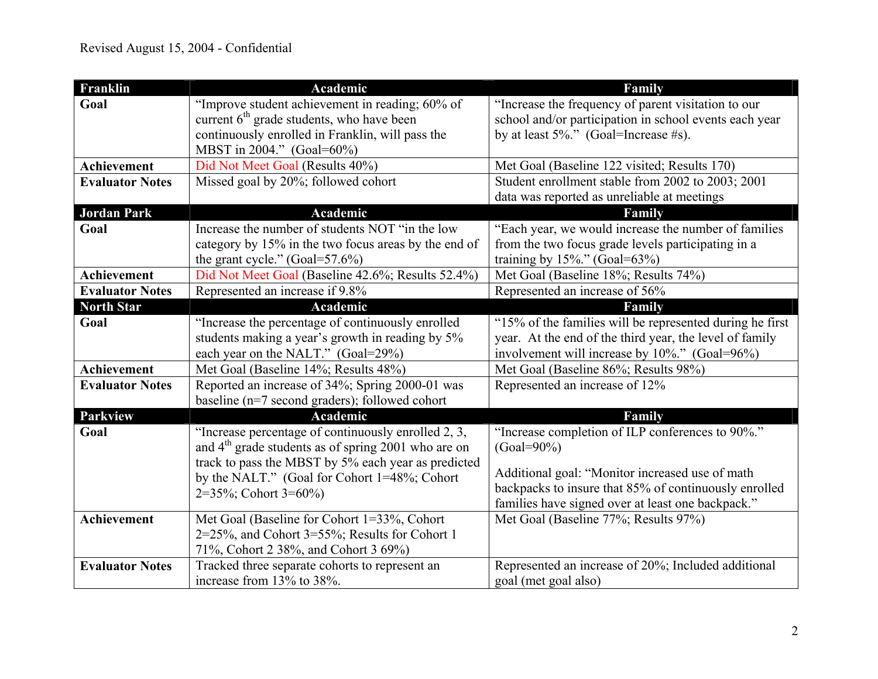Revised August 15, 2004 - Confidential

| Franklin | Academic | Family |
| --- | --- | --- |
| **Goal** | "Improve student achievement in reading; 60% of current 6th grade students, who have been continuously enrolled in Franklin, will pass the MBST in 2004." (Goal=60%) | "Increase the frequency of parent visitation to our school and/or participation in school events each year by at least 5%." (Goal=Increase #s). |
| **Achievement** | Did Not Meet Goal (Results 40%) | Met Goal (Baseline 122 visited; Results 170) |
| **Evaluator Notes** | Missed goal by 20%; followed cohort | Student enrollment stable from 2002 to 2003; 2001 data was reported as unreliable at meetings |
| **Jordan Park** | **Academic** | **Family** |
| **Goal** | Increase the number of students NOT "in the low category by 15% in the two focus areas by the end of the grant cycle." (Goal=57.6%) | "Each year, we would increase the number of families from the two focus grade levels participating in a training by 15%." (Goal=63%) |
| **Achievement** | Did Not Meet Goal (Baseline 42.6%; Results 52.4%) | Met Goal (Baseline 18%; Results 74%) |
| **Evaluator Notes** | Represented an increase if 9.8% | Represented an increase of 56% |
| **North Star** | **Academic** | **Family** |
| **Goal** | "Increase the percentage of continuously enrolled students making a year's growth in reading by 5% each year on the NALT." (Goal=29%) | "15% of the families will be represented during he first year. At the end of the third year, the level of family involvement will increase by 10%." (Goal=96%) |
| **Achievement** | Met Goal (Baseline 14%; Results 48%) | Met Goal (Baseline 86%; Results 98%) |
| **Evaluator Notes** | Reported an increase of 34%; Spring 2000-01 was baseline (n=7 second graders); followed cohort | Represented an increase of 12% |
| **Parkview** | **Academic** | **Family** |
| **Goal** | "Increase percentage of continuously enrolled 2, 3, and 4th grade students as of spring 2001 who are on track to pass the MBST by 5% each year as predicted by the NALT." (Goal for Cohort 1=48%; Cohort 2=35%; Cohort 3=60%) | "Increase completion of ILP conferences to 90%." (Goal=90%)<br><br>Additional goal: "Monitor increased use of math backpacks to insure that 85% of continuously enrolled families have signed over at least one backpack." |
| **Achievement** | Met Goal (Baseline for Cohort 1=33%, Cohort 2=25%, and Cohort 3=55%; Results for Cohort 1 71%, Cohort 2 38%, and Cohort 3 69%) | Met Goal (Baseline 77%; Results 97%) |
| **Evaluator Notes** | Tracked three separate cohorts to represent an increase from 13% to 38%. | Represented an increase of 20%; Included additional goal (met goal also) |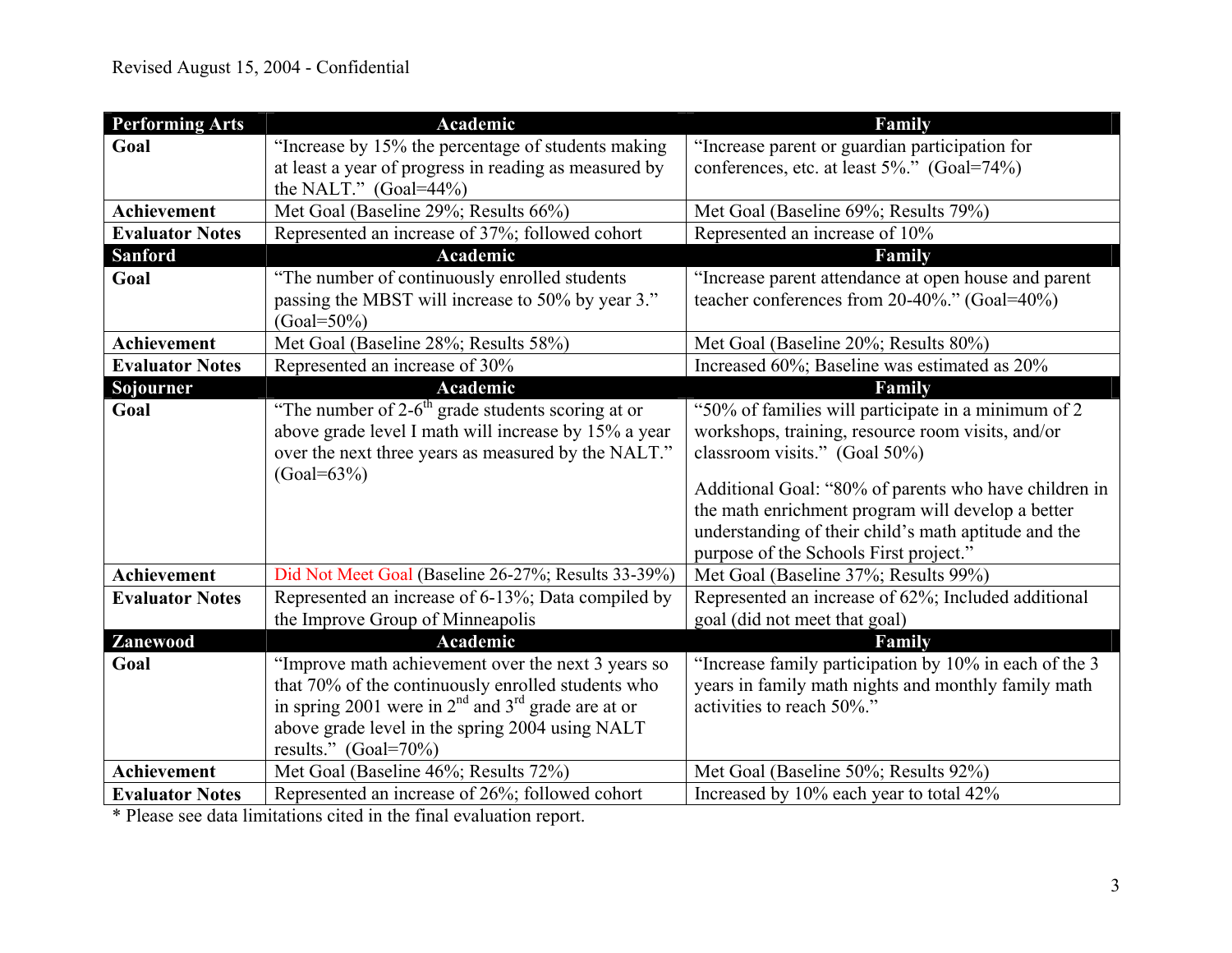Revised August 15, 2004 - Confidential

| **Performing Arts** | **Academic** | **Family** |
|---|---|---|
| **Goal** | "Increase by 15% the percentage of students making at least a year of progress in reading as measured by the NALT." (Goal=44%) | "Increase parent or guardian participation for conferences, etc. at least 5%." (Goal=74%) |
| **Achievement** | Met Goal (Baseline 29%; Results 66%) | Met Goal (Baseline 69%; Results 79%) |
| **Evaluator Notes** | Represented an increase of 37%; followed cohort | Represented an increase of 10% |
| **Sanford** | **Academic** | **Family** |
| **Goal** | "The number of continuously enrolled students passing the MBST will increase to 50% by year 3." (Goal=50%) | "Increase parent attendance at open house and parent teacher conferences from 20-40%." (Goal=40%) |
| **Achievement** | Met Goal (Baseline 28%; Results 58%) | Met Goal (Baseline 20%; Results 80%) |
| **Evaluator Notes** | Represented an increase of 30% | Increased 60%; Baseline was estimated as 20% |
| **Sojourner** | **Academic** | **Family** |
| **Goal** | "The number of 2-6th grade students scoring at or above grade level I math will increase by 15% a year over the next three years as measured by the NALT." (Goal=63%) | "50% of families will participate in a minimum of 2 workshops, training, resource room visits, and/or classroom visits." (Goal 50%)<br><br>Additional Goal: "80% of parents who have children in the math enrichment program will develop a better understanding of their child's math aptitude and the purpose of the Schools First project." |
| **Achievement** | Did Not Meet Goal (Baseline 26-27%; Results 33-39%) | Met Goal (Baseline 37%; Results 99%) |
| **Evaluator Notes** | Represented an increase of 6-13%; Data compiled by the Improve Group of Minneapolis | Represented an increase of 62%; Included additional goal (did not meet that goal) |
| **Zanewood** | **Academic** | **Family** |
| **Goal** | "Improve math achievement over the next 3 years so that 70% of the continuously enrolled students who in spring 2001 were in 2nd and 3rd grade are at or above grade level in the spring 2004 using NALT results." (Goal=70%) | "Increase family participation by 10% in each of the 3 years in family math nights and monthly family math activities to reach 50%." |
| **Achievement** | Met Goal (Baseline 46%; Results 72%) | Met Goal (Baseline 50%; Results 92%) |
| **Evaluator Notes** | Represented an increase of 26%; followed cohort | Increased by 10% each year to total 42% |

* Please see data limitations cited in the final evaluation report.